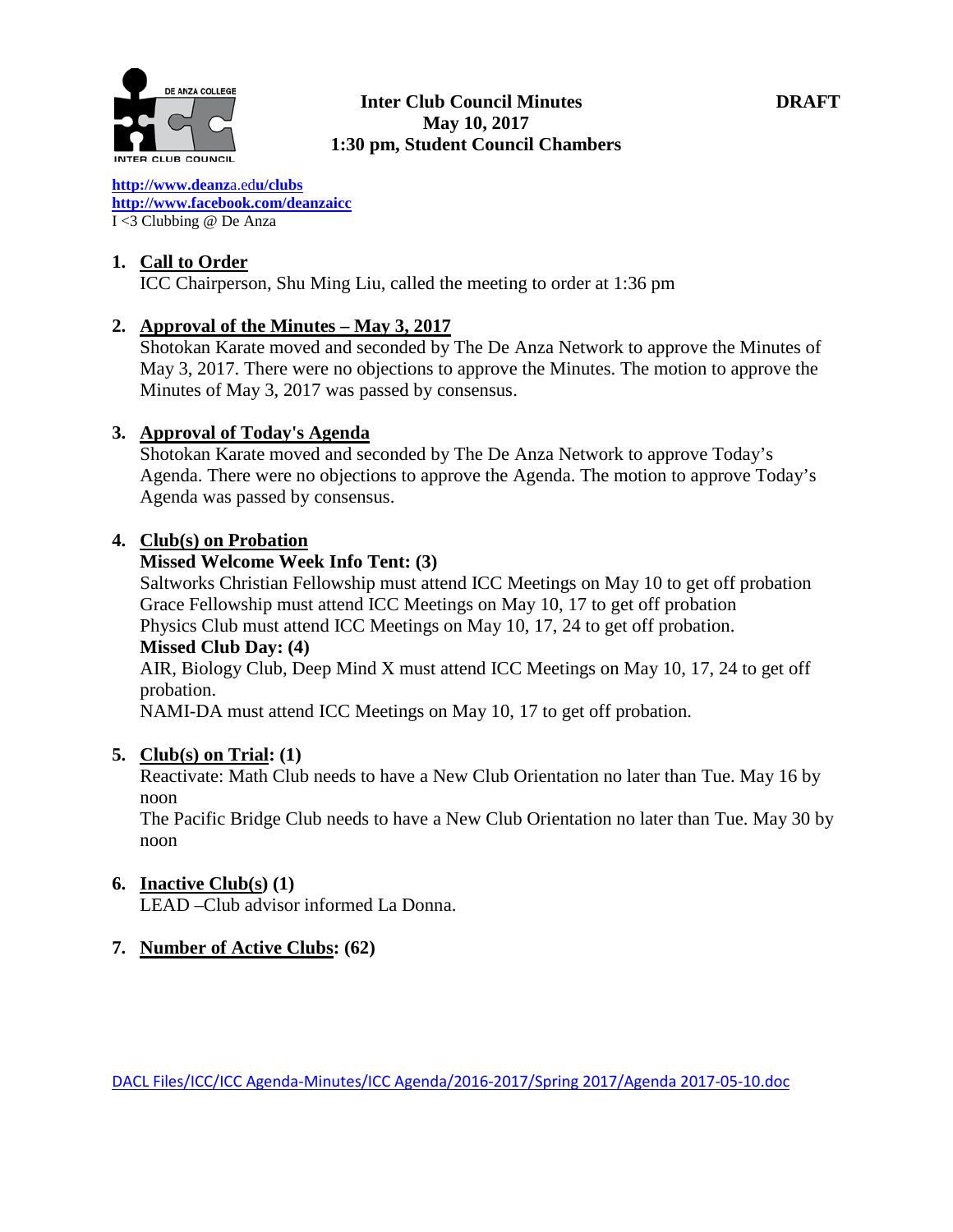**Inter Club Council Minutes**
**May 10, 2017**
**1:30 pm, Student Council Chambers**

**DRAFT**

**http://www.deanza.edu/clubs**
**http://www.facebook.com/deanzaicc**
I <3 Clubbing @ De Anza

1. **Call to Order**
   ICC Chairperson, Shu Ming Liu, called the meeting to order at 1:36 pm

2. **Approval of the Minutes – May 3, 2017**
   Shotokan Karate moved and seconded by The De Anza Network to approve the Minutes of May 3, 2017. There were no objections to approve the Minutes. The motion to approve the Minutes of May 3, 2017 was passed by consensus.

3. **Approval of Today's Agenda**
   Shotokan Karate moved and seconded by The De Anza Network to approve Today's Agenda. There were no objections to approve the Agenda. The motion to approve Today's Agenda was passed by consensus.

4. **Club(s) on Probation**
   **Missed Welcome Week Info Tent: (3)**
   Saltworks Christian Fellowship must attend ICC Meetings on May 10 to get off probation
   Grace Fellowship must attend ICC Meetings on May 10, 17 to get off probation
   Physics Club must attend ICC Meetings on May 10, 17, 24 to get off probation.
   **Missed Club Day: (4)**
   AIR, Biology Club, Deep Mind X must attend ICC Meetings on May 10, 17, 24 to get off probation.
   NAMI-DA must attend ICC Meetings on May 10, 17 to get off probation.

5. **Club(s) on Trial: (1)**
   Reactivate: Math Club needs to have a New Club Orientation no later than Tue. May 16 by noon
   The Pacific Bridge Club needs to have a New Club Orientation no later than Tue. May 30 by noon

6. **Inactive Club(s) (1)**
   LEAD –Club advisor informed La Donna.

7. **Number of Active Clubs: (62)**

DACL Files/ICC/ICC Agenda-Minutes/ICC Agenda/2016-2017/Spring 2017/Agenda 2017-05-10.doc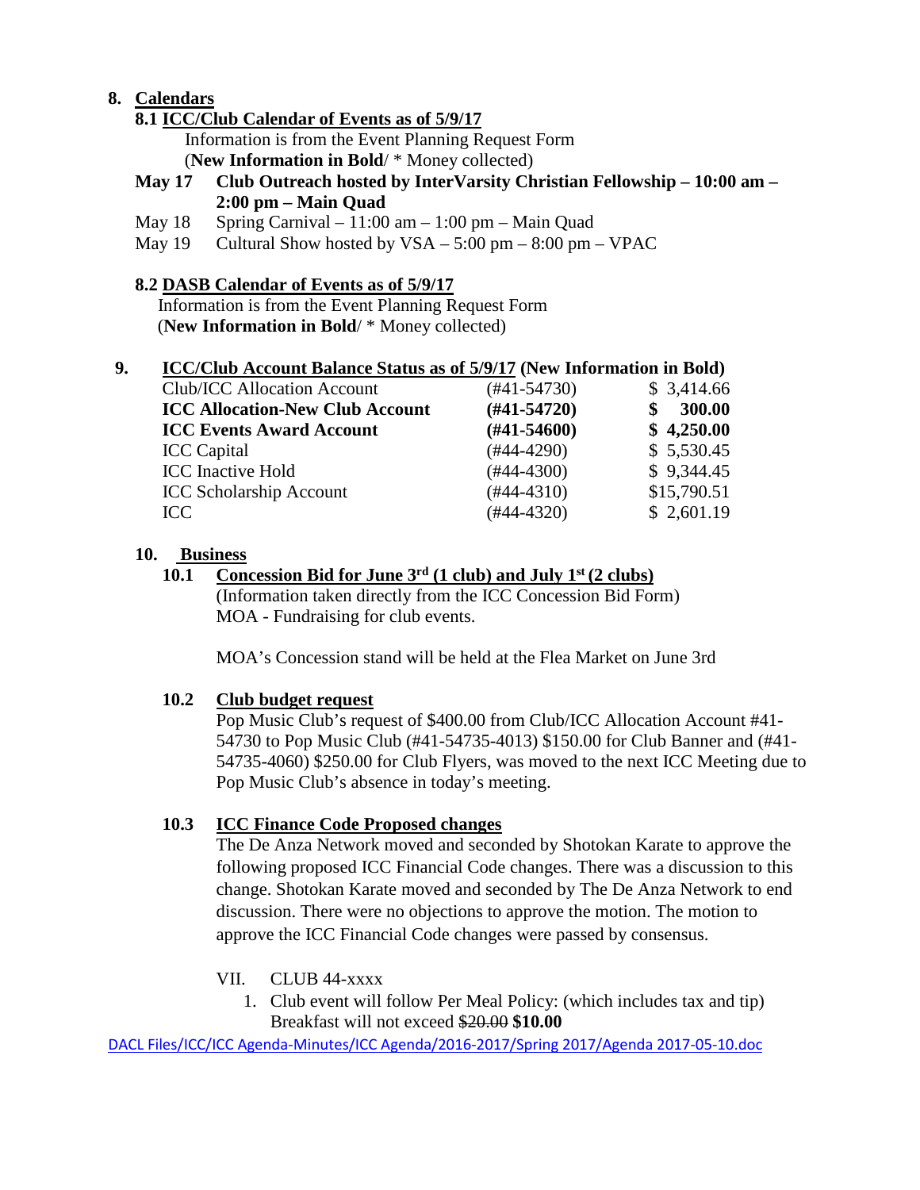## 8. Calendars

### 8.1 ICC/Club Calendar of Events as of 5/9/17

Information is from the Event Planning Request Form
(**New Information in Bold**/ * Money collected)

**May 17 Club Outreach hosted by InterVarsity Christian Fellowship – 10:00 am – 2:00 pm – Main Quad**

May 18 Spring Carnival – 11:00 am – 1:00 pm – Main Quad

May 19 Cultural Show hosted by VSA – 5:00 pm – 8:00 pm – VPAC

### 8.2 DASB Calendar of Events as of 5/9/17

Information is from the Event Planning Request Form
(**New Information in Bold**/ * Money collected)

## 9. ICC/Club Account Balance Status as of 5/9/17 (New Information in Bold)

| | | |
|---|---|---|
| Club/ICC Allocation Account | (#41-54730) | $ 3,414.66 |
| **ICC Allocation-New Club Account** | **(#41-54720)** | **$ 300.00** |
| **ICC Events Award Account** | **(#41-54600)** | **$ 4,250.00** |
| ICC Capital | (#44-4290) | $ 5,530.45 |
| ICC Inactive Hold | (#44-4300) | $ 9,344.45 |
| ICC Scholarship Account | (#44-4310) | $15,790.51 |
| ICC | (#44-4320) | $ 2,601.19 |

## 10. Business

### 10.1 Concession Bid for June 3rd (1 club) and July 1st (2 clubs)

(Information taken directly from the ICC Concession Bid Form)
MOA - Fundraising for club events.

MOA's Concession stand will be held at the Flea Market on June 3rd

### 10.2 Club budget request

Pop Music Club's request of $400.00 from Club/ICC Allocation Account #41-54730 to Pop Music Club (#41-54735-4013) $150.00 for Club Banner and (#41-54735-4060) $250.00 for Club Flyers, was moved to the next ICC Meeting due to Pop Music Club's absence in today's meeting.

### 10.3 ICC Finance Code Proposed changes

The De Anza Network moved and seconded by Shotokan Karate to approve the following proposed ICC Financial Code changes. There was a discussion to this change. Shotokan Karate moved and seconded by The De Anza Network to end discussion. There were no objections to approve the motion. The motion to approve the ICC Financial Code changes were passed by consensus.

VII. CLUB 44-xxxx

1. Club event will follow Per Meal Policy: (which includes tax and tip) Breakfast will not exceed ~~$20.00~~ **$10.00**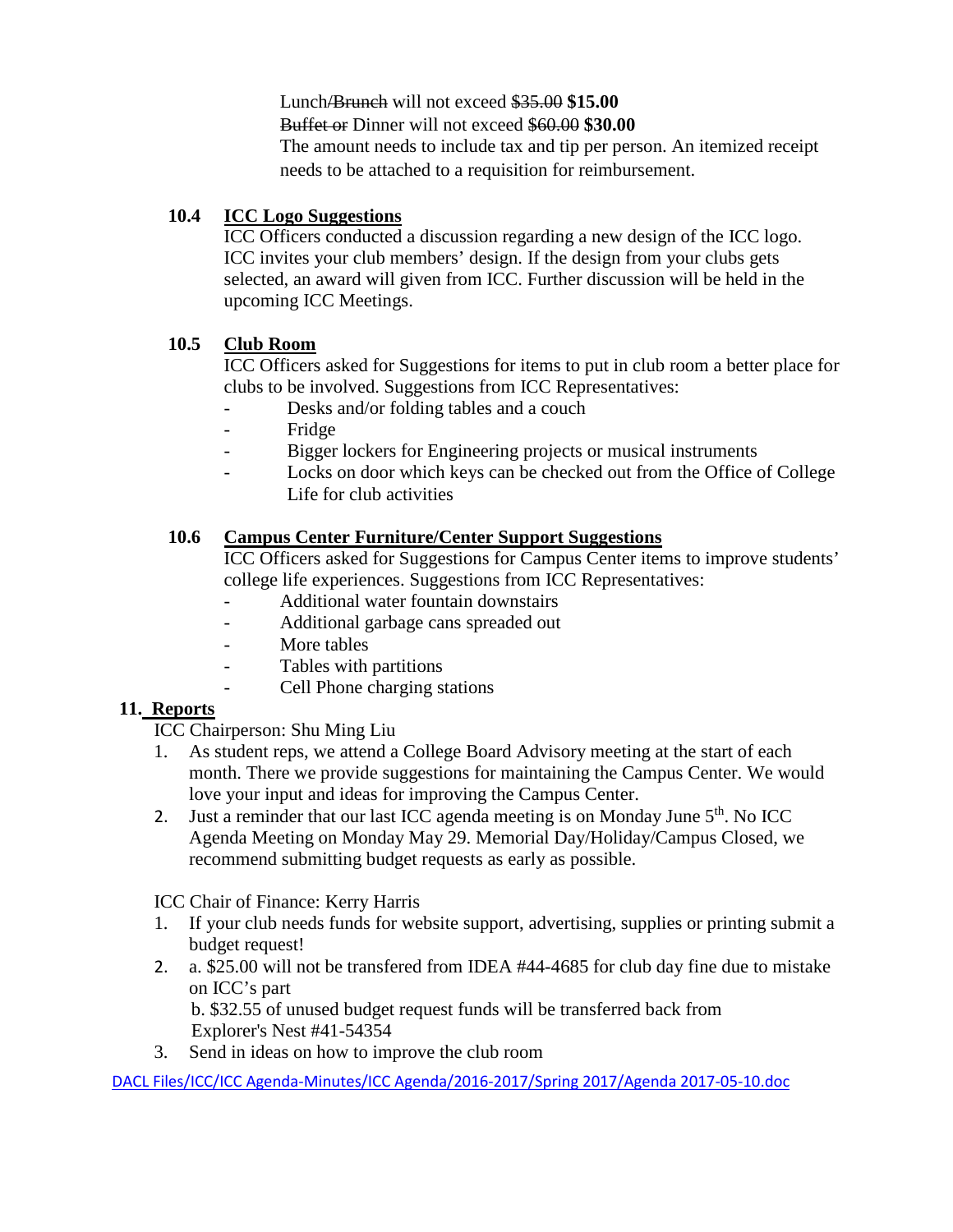Lunch~~/Brunch~~ will not exceed ~~$35.00~~ **$15.00**

~~Buffet or~~ Dinner will not exceed ~~$60.00~~ **$30.00**

The amount needs to include tax and tip per person. An itemized receipt needs to be attached to a requisition for reimbursement.

**10.4 ICC Logo Suggestions**

ICC Officers conducted a discussion regarding a new design of the ICC logo. ICC invites your club members' design. If the design from your clubs gets selected, an award will given from ICC. Further discussion will be held in the upcoming ICC Meetings.

**10.5 Club Room**

ICC Officers asked for Suggestions for items to put in club room a better place for clubs to be involved. Suggestions from ICC Representatives:

- Desks and/or folding tables and a couch
- Fridge
- Bigger lockers for Engineering projects or musical instruments
- Locks on door which keys can be checked out from the Office of College Life for club activities

**10.6 Campus Center Furniture/Center Support Suggestions**

ICC Officers asked for Suggestions for Campus Center items to improve students' college life experiences. Suggestions from ICC Representatives:

- Additional water fountain downstairs
- Additional garbage cans spreaded out
- More tables
- Tables with partitions
- Cell Phone charging stations

## 11. Reports

ICC Chairperson: Shu Ming Liu

1. As student reps, we attend a College Board Advisory meeting at the start of each month. There we provide suggestions for maintaining the Campus Center. We would love your input and ideas for improving the Campus Center.
2. Just a reminder that our last ICC agenda meeting is on Monday June 5th. No ICC Agenda Meeting on Monday May 29. Memorial Day/Holiday/Campus Closed, we recommend submitting budget requests as early as possible.

ICC Chair of Finance: Kerry Harris

1. If your club needs funds for website support, advertising, supplies or printing submit a budget request!
2. a. $25.00 will not be transfered from IDEA #44-4685 for club day fine due to mistake on ICC's part

   b. $32.55 of unused budget request funds will be transferred back from Explorer's Nest #41-54354
3. Send in ideas on how to improve the club room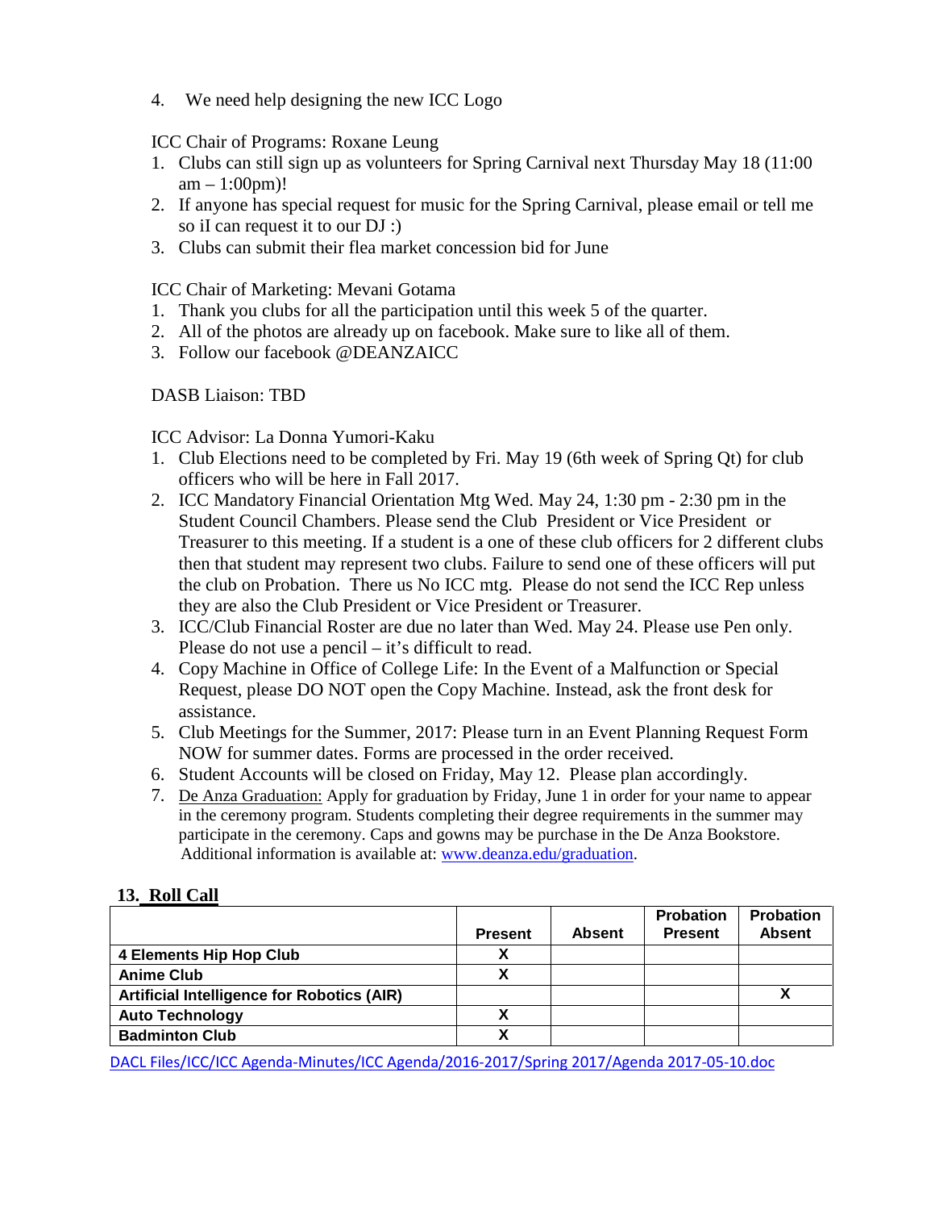4. We need help designing the new ICC Logo

ICC Chair of Programs: Roxane Leung

1. Clubs can still sign up as volunteers for Spring Carnival next Thursday May 18 (11:00 am – 1:00pm)!
2. If anyone has special request for music for the Spring Carnival, please email or tell me so iI can request it to our DJ :)
3. Clubs can submit their flea market concession bid for June

ICC Chair of Marketing: Mevani Gotama

1. Thank you clubs for all the participation until this week 5 of the quarter.
2. All of the photos are already up on facebook. Make sure to like all of them.
3. Follow our facebook @DEANZAICC

DASB Liaison: TBD

ICC Advisor: La Donna Yumori-Kaku

1. Club Elections need to be completed by Fri. May 19 (6th week of Spring Qt) for club officers who will be here in Fall 2017.
2. ICC Mandatory Financial Orientation Mtg Wed. May 24, 1:30 pm - 2:30 pm in the Student Council Chambers. Please send the Club President or Vice President or Treasurer to this meeting. If a student is a one of these club officers for 2 different clubs then that student may represent two clubs. Failure to send one of these officers will put the club on Probation. There us No ICC mtg. Please do not send the ICC Rep unless they are also the Club President or Vice President or Treasurer.
3. ICC/Club Financial Roster are due no later than Wed. May 24. Please use Pen only. Please do not use a pencil – it's difficult to read.
4. Copy Machine in Office of College Life: In the Event of a Malfunction or Special Request, please DO NOT open the Copy Machine. Instead, ask the front desk for assistance.
5. Club Meetings for the Summer, 2017: Please turn in an Event Planning Request Form NOW for summer dates. Forms are processed in the order received.
6. Student Accounts will be closed on Friday, May 12. Please plan accordingly.
7. De Anza Graduation: Apply for graduation by Friday, June 1 in order for your name to appear in the ceremony program. Students completing their degree requirements in the summer may participate in the ceremony. Caps and gowns may be purchase in the De Anza Bookstore. Additional information is available at: www.deanza.edu/graduation.

## 13. Roll Call

| | Present | Absent | Probation Present | Probation Absent |
|---|---|---|---|---|
| **4 Elements Hip Hop Club** | X | | | |
| **Anime Club** | X | | | |
| **Artificial Intelligence for Robotics (AIR)** | | | | X |
| **Auto Technology** | X | | | |
| **Badminton Club** | X | | | |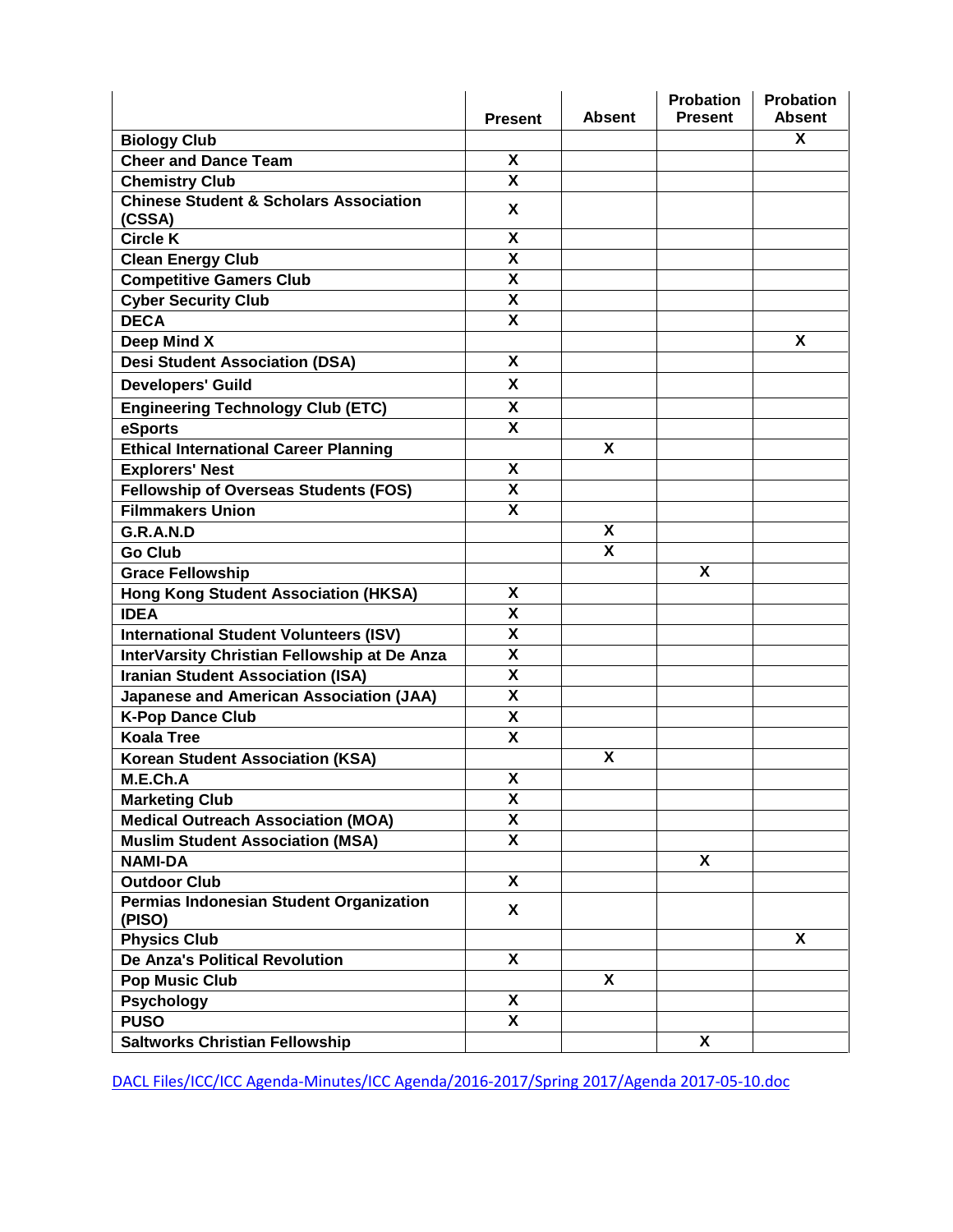| | Present | Absent | Probation Present | Probation Absent |
|---|---|---|---|---|
| **Biology Club** | | | | X |
| **Cheer and Dance Team** | X | | | |
| **Chemistry Club** | X | | | |
| **Chinese Student & Scholars Association (CSSA)** | X | | | |
| **Circle K** | X | | | |
| **Clean Energy Club** | X | | | |
| **Competitive Gamers Club** | X | | | |
| **Cyber Security Club** | X | | | |
| **DECA** | X | | | |
| **Deep Mind X** | | | | X |
| **Desi Student Association (DSA)** | X | | | |
| **Developers' Guild** | X | | | |
| **Engineering Technology Club (ETC)** | X | | | |
| **eSports** | X | | | |
| **Ethical International Career Planning** | | X | | |
| **Explorers' Nest** | X | | | |
| **Fellowship of Overseas Students (FOS)** | X | | | |
| **Filmmakers Union** | X | | | |
| **G.R.A.N.D** | | X | | |
| **Go Club** | | X | | |
| **Grace Fellowship** | | | X | |
| **Hong Kong Student Association (HKSA)** | X | | | |
| **IDEA** | X | | | |
| **International Student Volunteers (ISV)** | X | | | |
| **InterVarsity Christian Fellowship at De Anza** | X | | | |
| **Iranian Student Association (ISA)** | X | | | |
| **Japanese and American Association (JAA)** | X | | | |
| **K-Pop Dance Club** | X | | | |
| **Koala Tree** | X | | | |
| **Korean Student Association (KSA)** | | X | | |
| **M.E.Ch.A** | X | | | |
| **Marketing Club** | X | | | |
| **Medical Outreach Association (MOA)** | X | | | |
| **Muslim Student Association (MSA)** | X | | | |
| **NAMI-DA** | | | X | |
| **Outdoor Club** | X | | | |
| **Permias Indonesian Student Organization (PISO)** | X | | | |
| **Physics Club** | | | | X |
| **De Anza's Political Revolution** | X | | | |
| **Pop Music Club** | | X | | |
| **Psychology** | X | | | |
| **PUSO** | X | | | |
| **Saltworks Christian Fellowship** | | | X | |

DACL Files/ICC/ICC Agenda-Minutes/ICC Agenda/2016-2017/Spring 2017/Agenda 2017-05-10.doc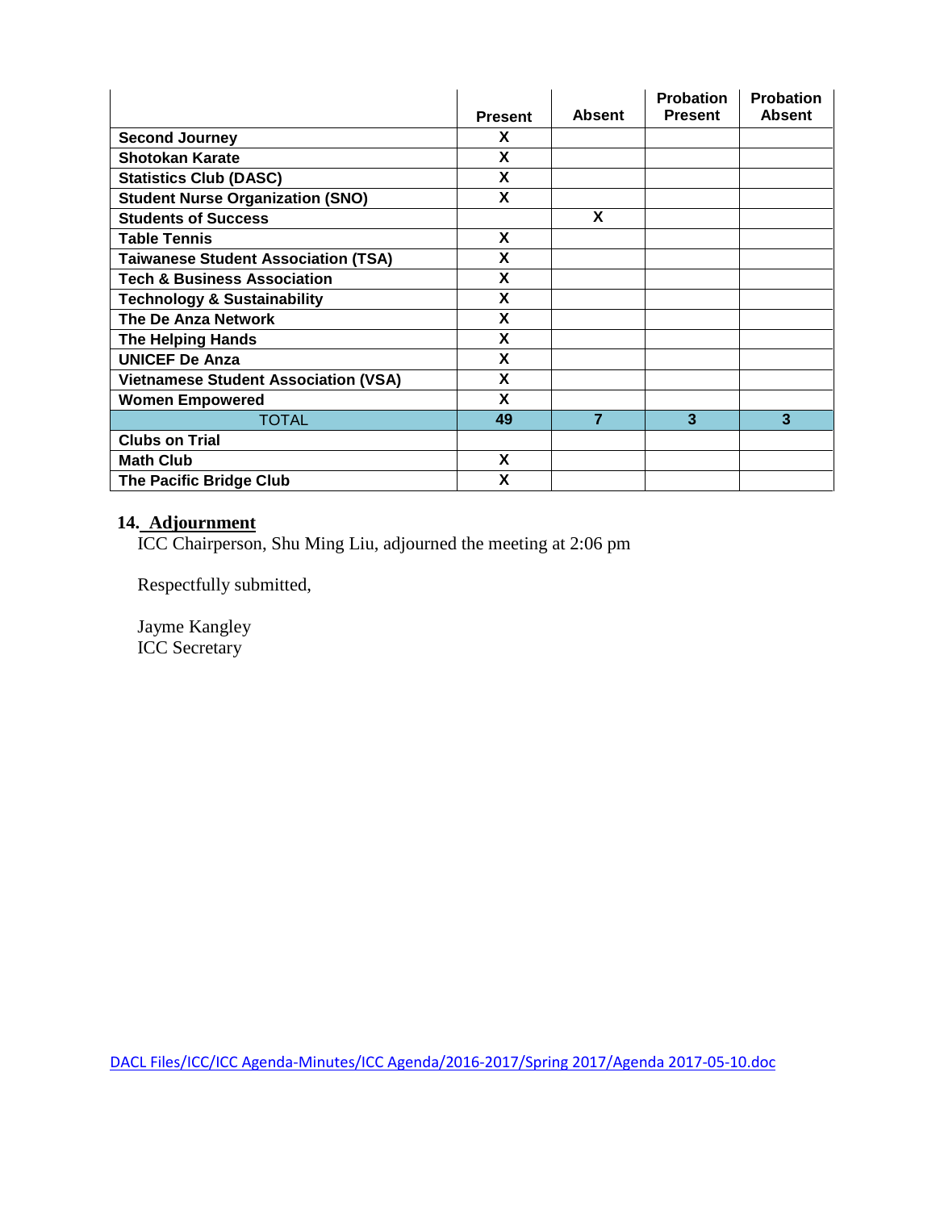| | Present | Absent | Probation Present | Probation Absent |
|---|---|---|---|---|
| **Second Journey** | X | | | |
| **Shotokan Karate** | X | | | |
| **Statistics Club (DASC)** | X | | | |
| **Student Nurse Organization (SNO)** | X | | | |
| **Students of Success** | | X | | |
| **Table Tennis** | X | | | |
| **Taiwanese Student Association (TSA)** | X | | | |
| **Tech & Business Association** | X | | | |
| **Technology & Sustainability** | X | | | |
| **The De Anza Network** | X | | | |
| **The Helping Hands** | X | | | |
| **UNICEF De Anza** | X | | | |
| **Vietnamese Student Association (VSA)** | X | | | |
| **Women Empowered** | X | | | |
| TOTAL | **49** | **7** | **3** | **3** |
| **Clubs on Trial** | | | | |
| **Math Club** | X | | | |
| **The Pacific Bridge Club** | X | | | |

## 14. Adjournment

ICC Chairperson, Shu Ming Liu, adjourned the meeting at 2:06 pm

Respectfully submitted,

Jayme Kangley
ICC Secretary

DACL Files/ICC/ICC Agenda-Minutes/ICC Agenda/2016-2017/Spring 2017/Agenda 2017-05-10.doc